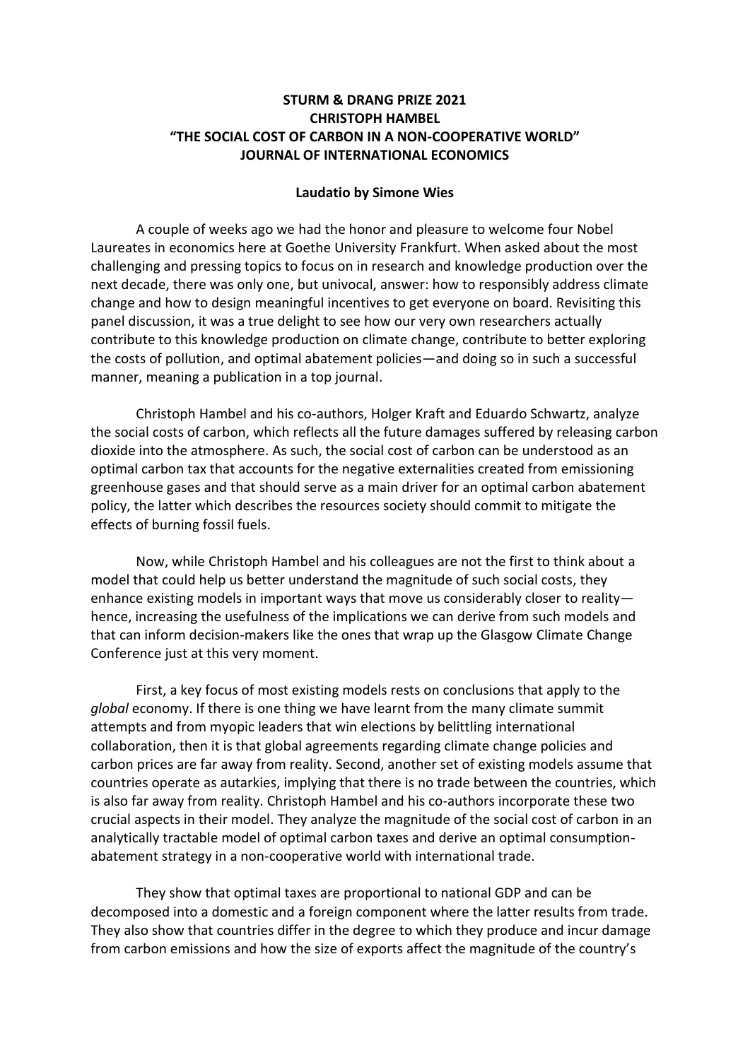**STURM & DRANG PRIZE 2021**
**CHRISTOPH HAMBEL**
**"THE SOCIAL COST OF CARBON IN A NON-COOPERATIVE WORLD"**
**JOURNAL OF INTERNATIONAL ECONOMICS**

**Laudatio by Simone Wies**

A couple of weeks ago we had the honor and pleasure to welcome four Nobel Laureates in economics here at Goethe University Frankfurt. When asked about the most challenging and pressing topics to focus on in research and knowledge production over the next decade, there was only one, but univocal, answer: how to responsibly address climate change and how to design meaningful incentives to get everyone on board. Revisiting this panel discussion, it was a true delight to see how our very own researchers actually contribute to this knowledge production on climate change, contribute to better exploring the costs of pollution, and optimal abatement policies—and doing so in such a successful manner, meaning a publication in a top journal.

Christoph Hambel and his co-authors, Holger Kraft and Eduardo Schwartz, analyze the social costs of carbon, which reflects all the future damages suffered by releasing carbon dioxide into the atmosphere. As such, the social cost of carbon can be understood as an optimal carbon tax that accounts for the negative externalities created from emissioning greenhouse gases and that should serve as a main driver for an optimal carbon abatement policy, the latter which describes the resources society should commit to mitigate the effects of burning fossil fuels.

Now, while Christoph Hambel and his colleagues are not the first to think about a model that could help us better understand the magnitude of such social costs, they enhance existing models in important ways that move us considerably closer to reality—hence, increasing the usefulness of the implications we can derive from such models and that can inform decision-makers like the ones that wrap up the Glasgow Climate Change Conference just at this very moment.

First, a key focus of most existing models rests on conclusions that apply to the *global* economy. If there is one thing we have learnt from the many climate summit attempts and from myopic leaders that win elections by belittling international collaboration, then it is that global agreements regarding climate change policies and carbon prices are far away from reality. Second, another set of existing models assume that countries operate as autarkies, implying that there is no trade between the countries, which is also far away from reality. Christoph Hambel and his co-authors incorporate these two crucial aspects in their model. They analyze the magnitude of the social cost of carbon in an analytically tractable model of optimal carbon taxes and derive an optimal consumption-abatement strategy in a non-cooperative world with international trade.

They show that optimal taxes are proportional to national GDP and can be decomposed into a domestic and a foreign component where the latter results from trade. They also show that countries differ in the degree to which they produce and incur damage from carbon emissions and how the size of exports affect the magnitude of the country's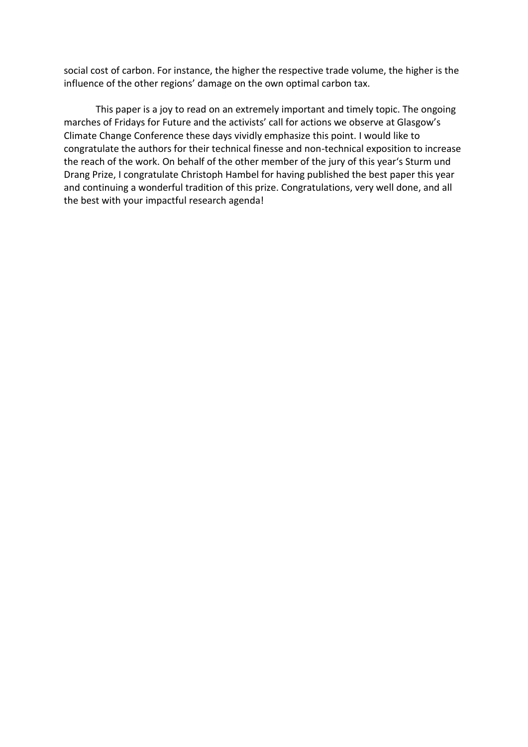social cost of carbon. For instance, the higher the respective trade volume, the higher is the influence of the other regions' damage on the own optimal carbon tax.

This paper is a joy to read on an extremely important and timely topic. The ongoing marches of Fridays for Future and the activists' call for actions we observe at Glasgow's Climate Change Conference these days vividly emphasize this point. I would like to congratulate the authors for their technical finesse and non-technical exposition to increase the reach of the work. On behalf of the other member of the jury of this year's Sturm und Drang Prize, I congratulate Christoph Hambel for having published the best paper this year and continuing a wonderful tradition of this prize. Congratulations, very well done, and all the best with your impactful research agenda!